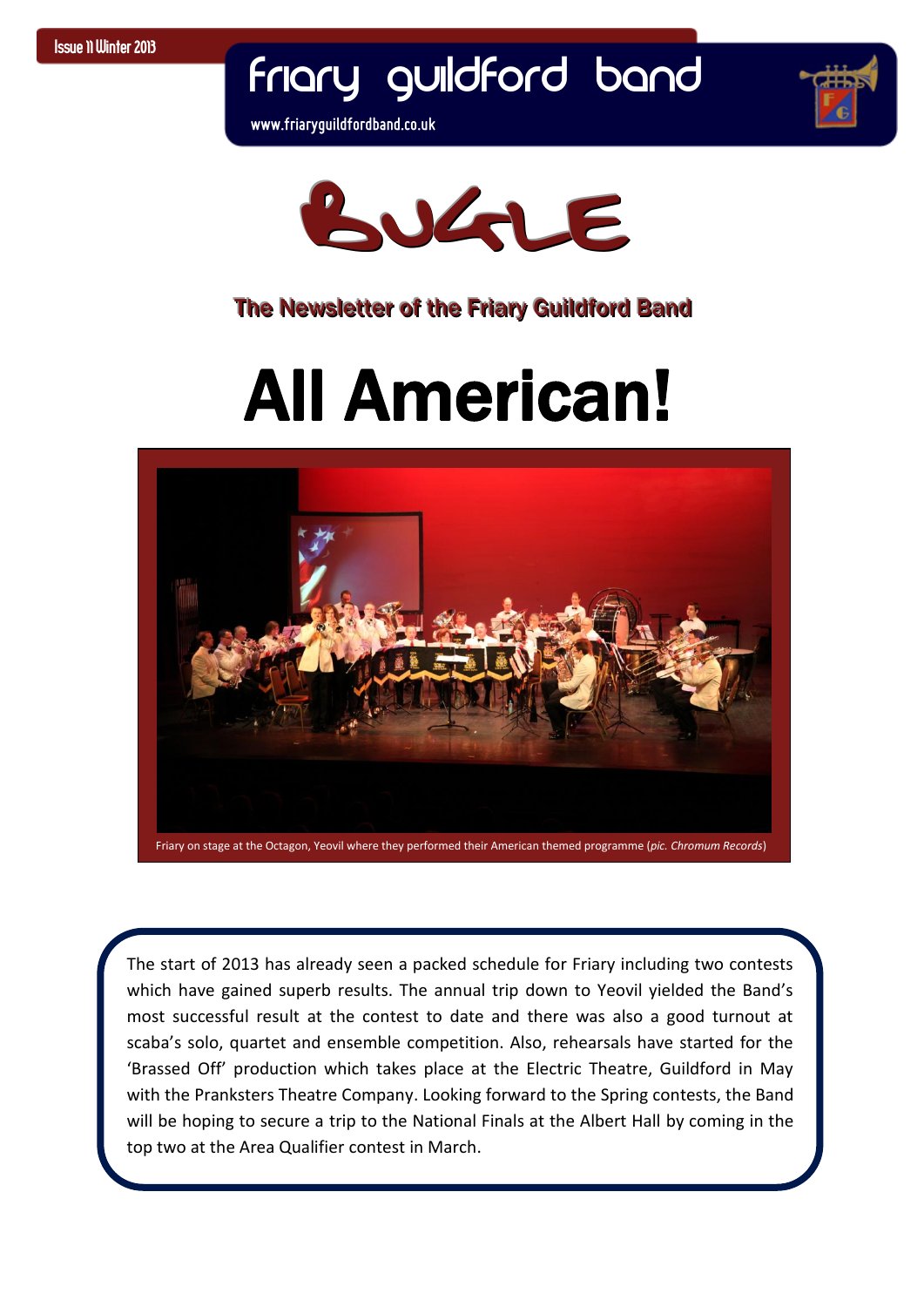Issue 11 Winter 2013

# friary guildford band

www.friaryguildfordband.co.uk

# BUGLE

**The Newsletter of the Friary Guildford Band**

# All American!

Friary on stage at the Octagon, Yeovil where they performed their American themed programme (*pic. Chromum Records*)

The start of 2013 has already seen a packed schedule for Friary including two contests which have gained superb results. The annual trip down to Yeovil yielded the Band's most successful result at the contest to date and there was also a good turnout at scaba's solo, quartet and ensemble competition. Also, rehearsals have started for the 'Brassed Off' production which takes place at the Electric Theatre, Guildford in May with the Pranksters Theatre Company. Looking forward to the Spring contests, the Band will be hoping to secure a trip to the National Finals at the Albert Hall by coming in the top two at the Area Qualifier contest in March.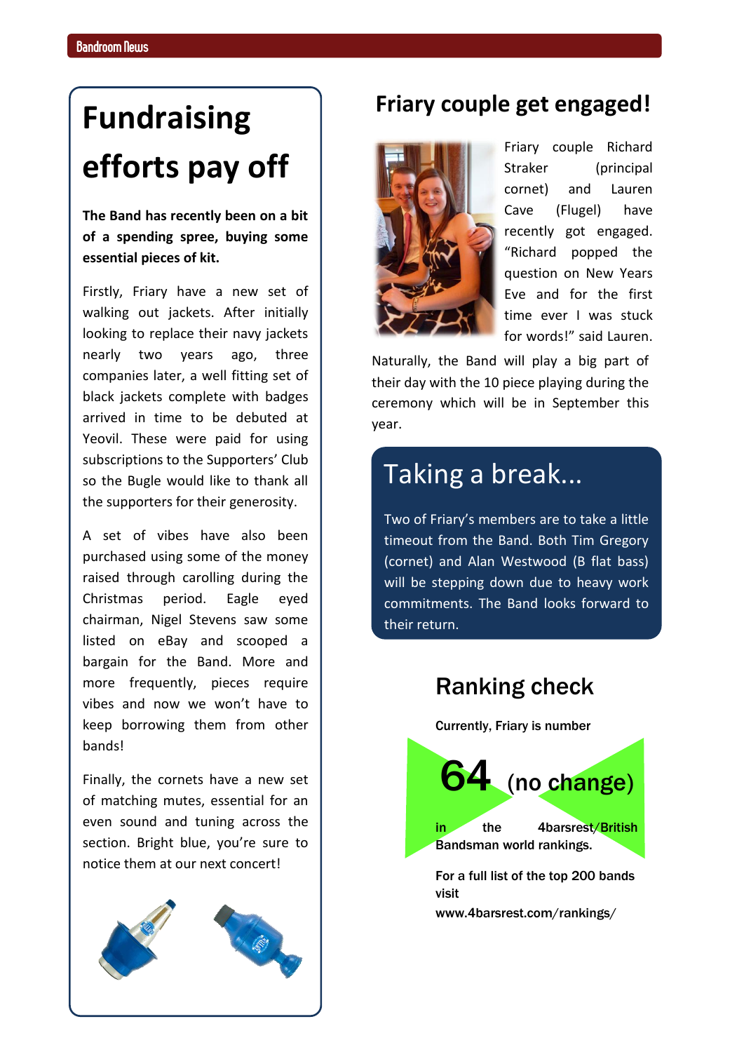# Fundraising efforts pay off

**The Band has recently been on a bit of a spending spree, buying some essential pieces of kit.**

Firstly, Friary have a new set of walking out jackets. After initially looking to replace their navy jackets nearly two years ago, three companies later, a well fitting set of black jackets complete with badges arrived in time to be debuted at Yeovil. These were paid for using subscriptions to the Supporters' Club so the Bugle would like to thank all the supporters for their generosity.

A set of vibes have also been purchased using some of the money raised through carolling during the Christmas period. Eagle eyed chairman, Nigel Stevens saw some listed on eBay and scooped a bargain for the Band. More and more frequently, pieces require vibes and now we won't have to keep borrowing them from other bands!

Finally, the cornets have a new set of matching mutes, essential for an even sound and tuning across the section. Bright blue, you're sure to notice them at our next concert!

# Friary couple get engaged!

Friary couple Richard Straker (principal cornet) and Lauren Cave (Flugel) have recently got engaged. "Richard popped the question on New Years Eve and for the first time ever I was stuck for words!" said Lauren.

Naturally, the Band will play a big part of their day with the 10 piece playing during the ceremony which will be in September this year.

## Taking a break...

Two of Friary's members are to take a little timeout from the Band. Both Tim Gregory (cornet) and Alan Westwood (B flat bass) will be stepping down due to heavy work commitments. The Band looks forward to their return.

## Ranking check

Currently, Friary is number

**64** (no change)

in the 4barsrest/British Bandsman world rankings.

For a full list of the top 200 bands visit www.4barsrest.com/rankings/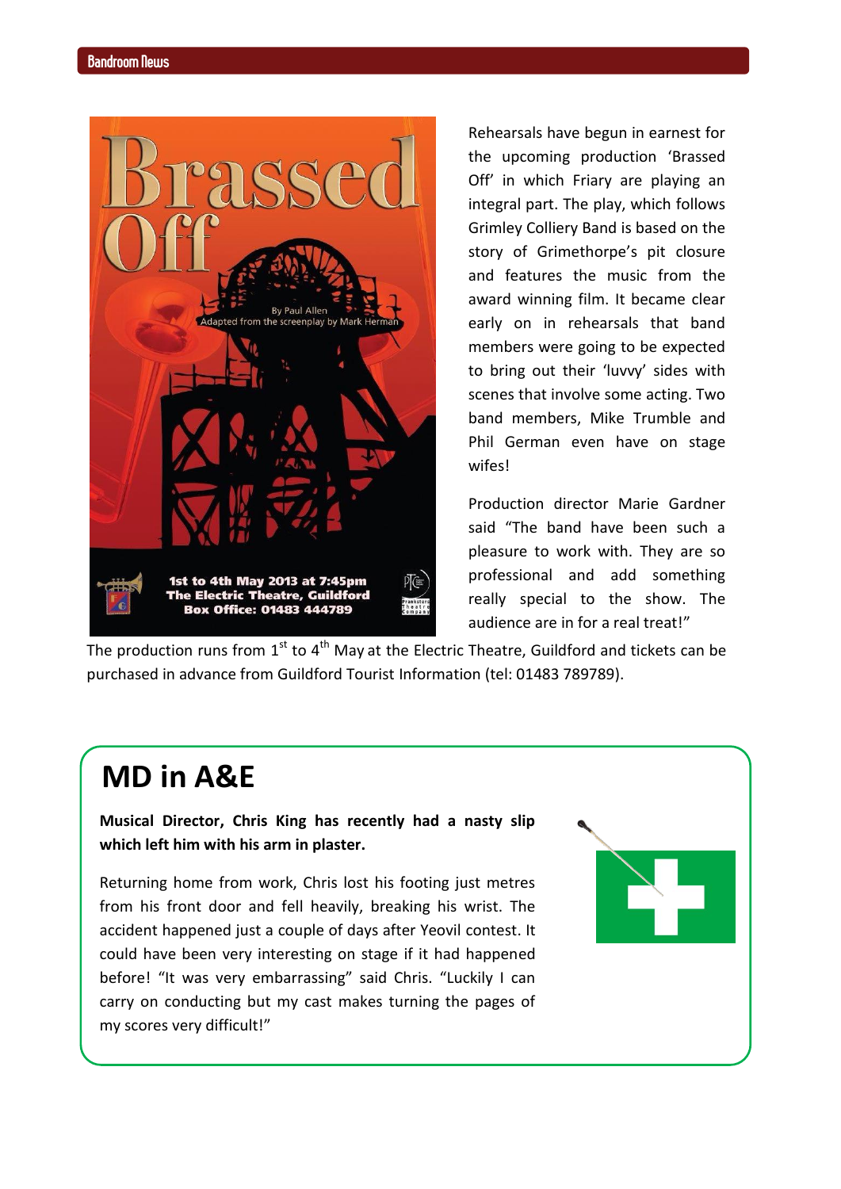Rehearsals have begun in earnest for the upcoming production 'Brassed Off' in which Friary are playing an integral part. The play, which follows Grimley Colliery Band is based on the story of Grimethorpe's pit closure and features the music from the award winning film. It became clear early on in rehearsals that band members were going to be expected to bring out their 'luvvy' sides with scenes that involve some acting. Two band members, Mike Trumble and Phil German even have on stage wifes!

Production director Marie Gardner said "The band have been such a pleasure to work with. They are so professional and add something really special to the show. The audience are in for a real treat!"

The production runs from 1st to 4th May at the Electric Theatre, Guildford and tickets can be purchased in advance from Guildford Tourist Information (tel: 01483 789789).

## MD in A&E

**Musical Director, Chris King has recently had a nasty slip which left him with his arm in plaster.**

Returning home from work, Chris lost his footing just metres from his front door and fell heavily, breaking his wrist. The accident happened just a couple of days after Yeovil contest. It could have been very interesting on stage if it had happened before! "It was very embarrassing" said Chris. "Luckily I can carry on conducting but my cast makes turning the pages of my scores very difficult!"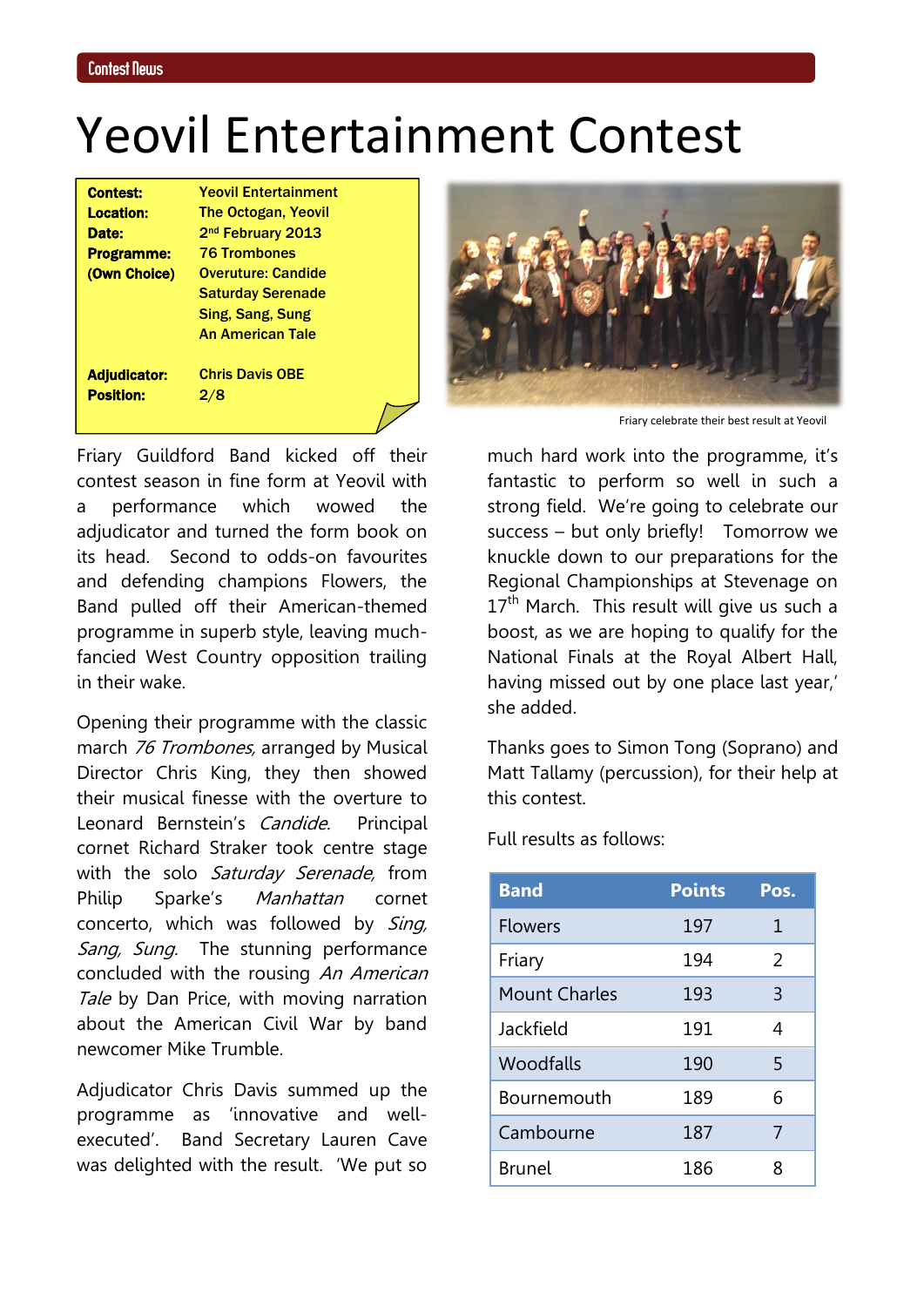Contest News

# Yeovil Entertainment Contest

| | |
|---|---|
| **Contest:** | **Yeovil Entertainment** |
| **Location:** | **The Octogan, Yeovil** |
| **Date:** | **2nd February 2013** |
| **Programme: (Own Choice)** | **76 Trombones**<br>**Overuture: Candide**<br>**Saturday Serenade**<br>**Sing, Sang, Sung**<br>**An American Tale** |
| **Adjudicator:** | **Chris Davis OBE** |
| **Position:** | **2/8** |

Friary celebrate their best result at Yeovil

Friary Guildford Band kicked off their contest season in fine form at Yeovil with a performance which wowed the adjudicator and turned the form book on its head. Second to odds-on favourites and defending champions Flowers, the Band pulled off their American-themed programme in superb style, leaving much-fancied West Country opposition trailing in their wake.

Opening their programme with the classic march *76 Trombones,* arranged by Musical Director Chris King, they then showed their musical finesse with the overture to Leonard Bernstein's *Candide.* Principal cornet Richard Straker took centre stage with the solo *Saturday Serenade,* from Philip Sparke's *Manhattan* cornet concerto, which was followed by *Sing, Sang, Sung.* The stunning performance concluded with the rousing *An American Tale* by Dan Price, with moving narration about the American Civil War by band newcomer Mike Trumble.

Adjudicator Chris Davis summed up the programme as 'innovative and well-executed'. Band Secretary Lauren Cave was delighted with the result. 'We put so much hard work into the programme, it's fantastic to perform so well in such a strong field. We're going to celebrate our success – but only briefly! Tomorrow we knuckle down to our preparations for the Regional Championships at Stevenage on 17th March. This result will give us such a boost, as we are hoping to qualify for the National Finals at the Royal Albert Hall, having missed out by one place last year,' she added.

Thanks goes to Simon Tong (Soprano) and Matt Tallamy (percussion), for their help at this contest.

Full results as follows:

| Band | Points | Pos. |
|---|---|---|
| Flowers | 197 | 1 |
| Friary | 194 | 2 |
| Mount Charles | 193 | 3 |
| Jackfield | 191 | 4 |
| Woodfalls | 190 | 5 |
| Bournemouth | 189 | 6 |
| Cambourne | 187 | 7 |
| Brunel | 186 | 8 |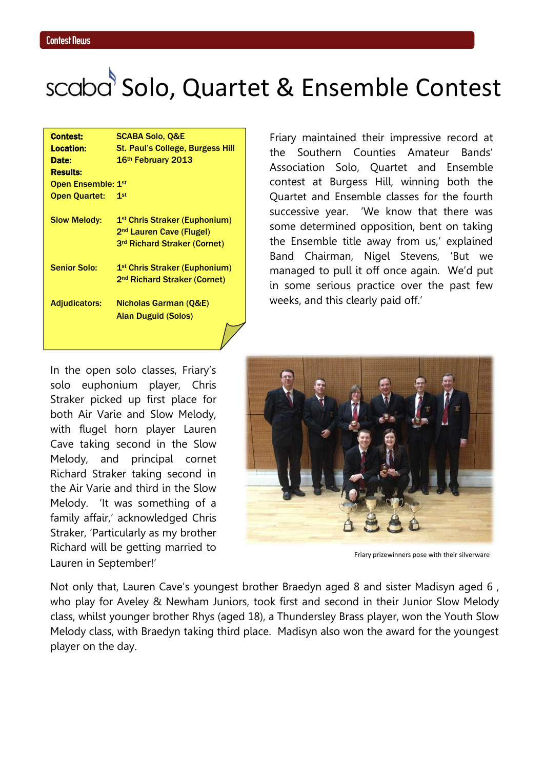# scaba Solo, Quartet & Ensemble Contest

| | |
|---|---|
| **Contest:** | SCABA Solo, Q&E |
| **Location:** | St. Paul's College, Burgess Hill |
| **Date:** | 16th February 2013 |
| **Results:** | |
| Open Ensemble: | 1st |
| Open Quartet: | 1st |
| Slow Melody: | 1st Chris Straker (Euphonium)<br>2nd Lauren Cave (Flugel)<br>3rd Richard Straker (Cornet) |
| Senior Solo: | 1st Chris Straker (Euphonium)<br>2nd Richard Straker (Cornet) |
| Adjudicators: | Nicholas Garman (Q&E)<br>Alan Duguid (Solos) |

Friary maintained their impressive record at the Southern Counties Amateur Bands' Association Solo, Quartet and Ensemble contest at Burgess Hill, winning both the Quartet and Ensemble classes for the fourth successive year. 'We know that there was some determined opposition, bent on taking the Ensemble title away from us,' explained Band Chairman, Nigel Stevens, 'But we managed to pull it off once again. We'd put in some serious practice over the past few weeks, and this clearly paid off.'

In the open solo classes, Friary's solo euphonium player, Chris Straker picked up first place for both Air Varie and Slow Melody, with flugel horn player Lauren Cave taking second in the Slow Melody, and principal cornet Richard Straker taking second in the Air Varie and third in the Slow Melody. 'It was something of a family affair,' acknowledged Chris Straker, 'Particularly as my brother Richard will be getting married to Lauren in September!'

Friary prizewinners pose with their silverware

Not only that, Lauren Cave's youngest brother Braedyn aged 8 and sister Madisyn aged 6 , who play for Aveley & Newham Juniors, took first and second in their Junior Slow Melody class, whilst younger brother Rhys (aged 18), a Thundersley Brass player, won the Youth Slow Melody class, with Braedyn taking third place. Madisyn also won the award for the youngest player on the day.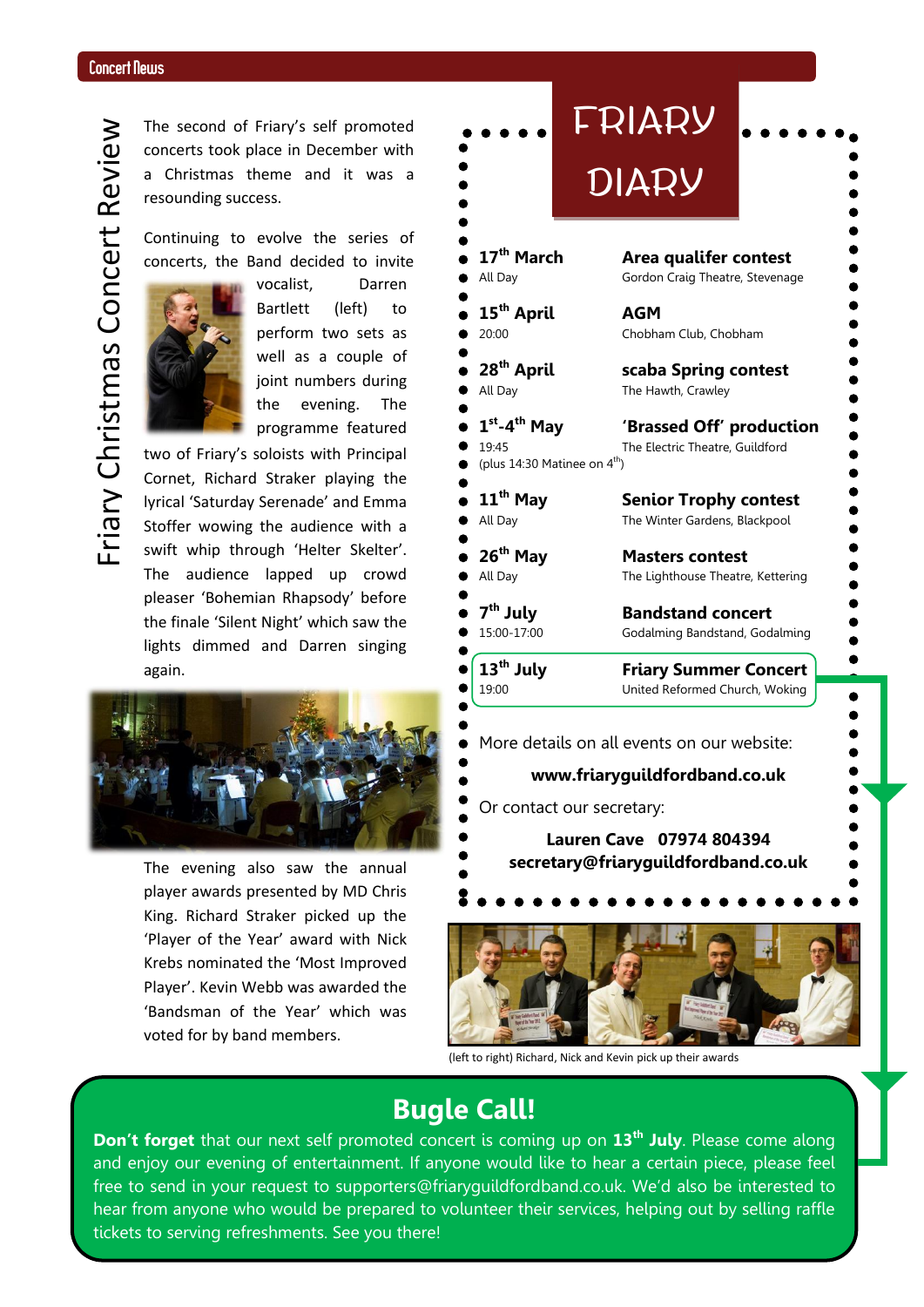## Friary Christmas Concert Review

The second of Friary's self promoted concerts took place in December with a Christmas theme and it was a resounding success.

Continuing to evolve the series of concerts, the Band decided to invite vocalist, Darren Bartlett (left) to perform two sets as well as a couple of joint numbers during the evening. The programme featured two of Friary's soloists with Principal Cornet, Richard Straker playing the lyrical 'Saturday Serenade' and Emma Stoffer wowing the audience with a swift whip through 'Helter Skelter'. The audience lapped up crowd pleaser 'Bohemian Rhapsody' before the finale 'Silent Night' which saw the lights dimmed and Darren singing again.

The evening also saw the annual player awards presented by MD Chris King. Richard Straker picked up the 'Player of the Year' award with Nick Krebs nominated the 'Most Improved Player'. Kevin Webb was awarded the 'Bandsman of the Year' which was voted for by band members.

(left to right) Richard, Nick and Kevin pick up their awards

## FRIARY DIARY

| | |
|---|---|
| **17th March**<br>All Day | **Area qualifer contest**<br>Gordon Craig Theatre, Stevenage |
| **15th April**<br>20:00 | **AGM**<br>Chobham Club, Chobham |
| **28th April**<br>All Day | **scaba Spring contest**<br>The Hawth, Crawley |
| **1st-4th May**<br>19:45<br>(plus 14:30 Matinee on 4th) | **'Brassed Off' production**<br>The Electric Theatre, Guildford |
| **11th May**<br>All Day | **Senior Trophy contest**<br>The Winter Gardens, Blackpool |
| **26th May**<br>All Day | **Masters contest**<br>The Lighthouse Theatre, Kettering |
| **7th July**<br>15:00-17:00 | **Bandstand concert**<br>Godalming Bandstand, Godalming |
| **13th July**<br>19:00 | **Friary Summer Concert**<br>United Reformed Church, Woking |

More details on all events on our website:

**www.friaryguildfordband.co.uk**

Or contact our secretary:

**Lauren Cave 07974 804394**
**secretary@friaryguildfordband.co.uk**

## Bugle Call!

**Don't forget** that our next self promoted concert is coming up on **13th July**. Please come along and enjoy our evening of entertainment. If anyone would like to hear a certain piece, please feel free to send in your request to supporters@friaryguildfordband.co.uk. We'd also be interested to hear from anyone who would be prepared to volunteer their services, helping out by selling raffle tickets to serving refreshments. See you there!